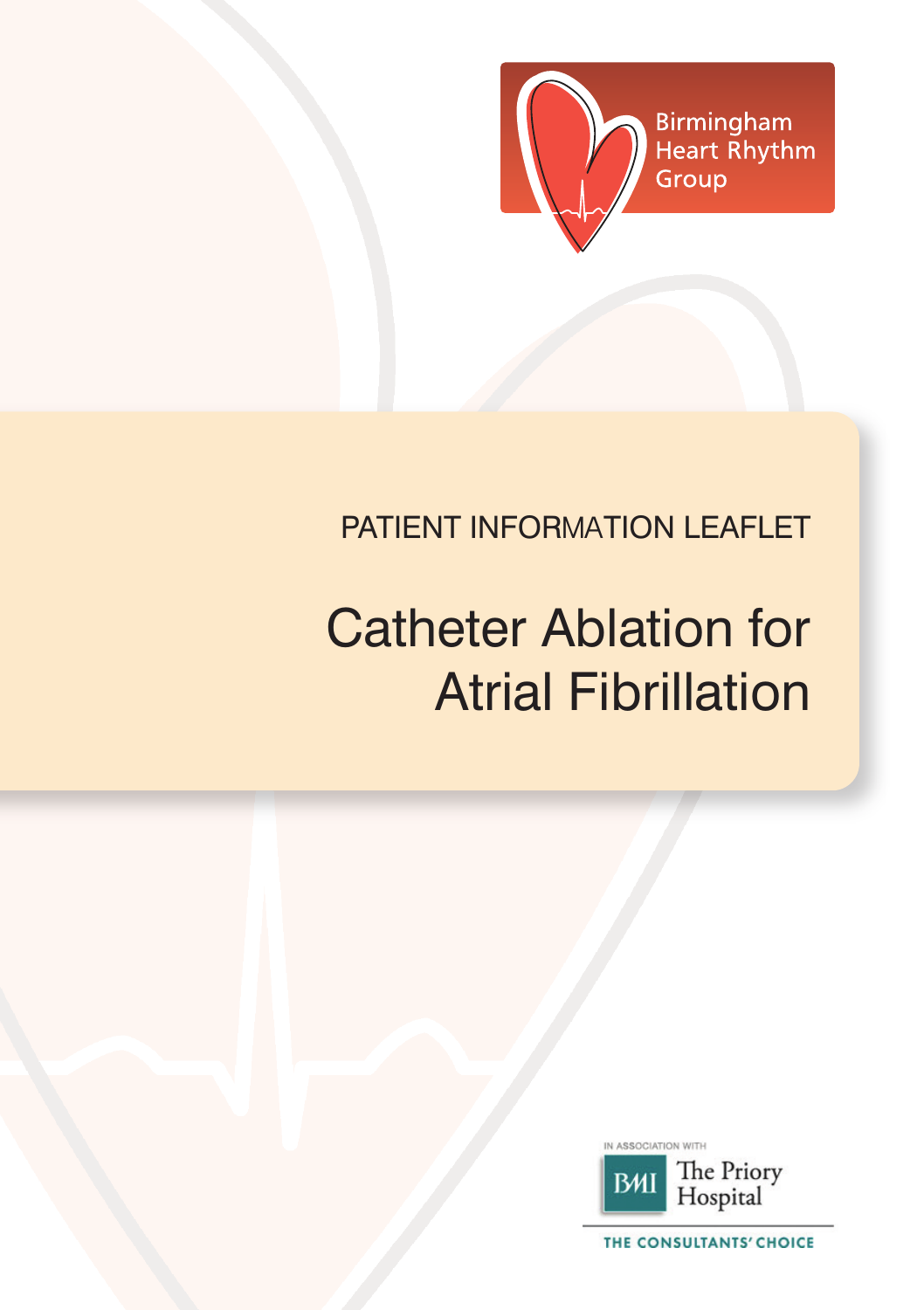Birmingham Heart Rhythm Group

PATIENT INFORMATION LEAFLET

# Catheter Ablation for Atrial Fibrillation

IN ASSOCIATION WITH

BMI The Priory Hospital

THE CONSULTANTS' CHOICE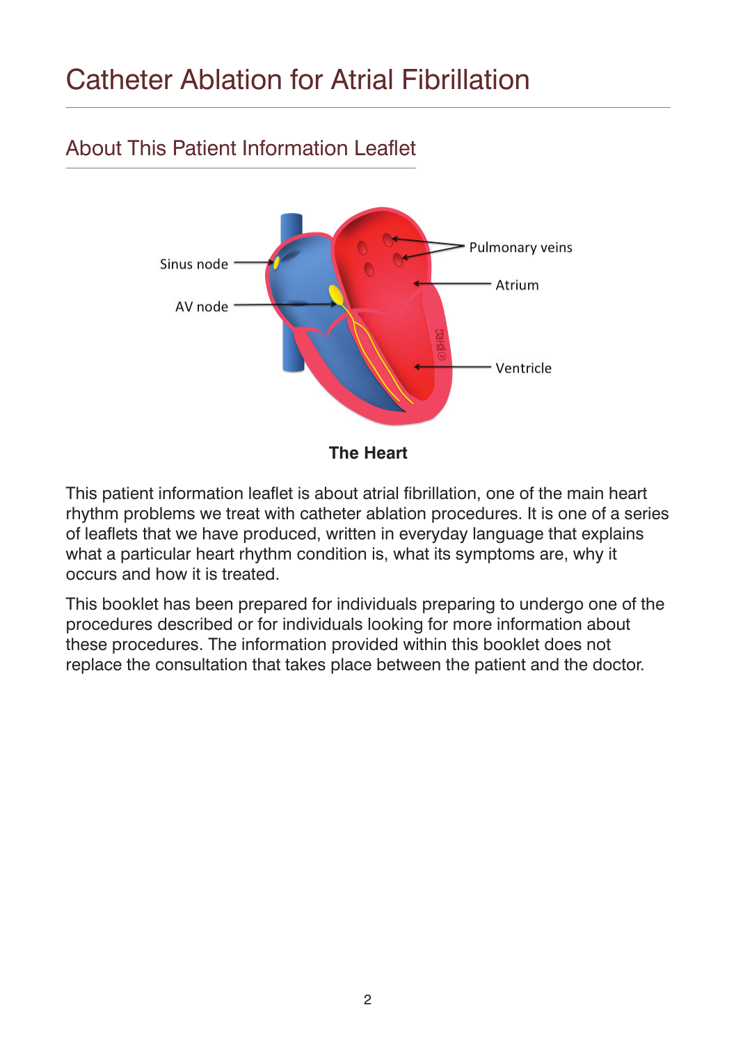# Catheter Ablation for Atrial Fibrillation

## About This Patient Information Leaflet

**The Heart**

This patient information leaflet is about atrial fibrillation, one of the main heart rhythm problems we treat with catheter ablation procedures. It is one of a series of leaflets that we have produced, written in everyday language that explains what a particular heart rhythm condition is, what its symptoms are, why it occurs and how it is treated.

This booklet has been prepared for individuals preparing to undergo one of the procedures described or for individuals looking for more information about these procedures. The information provided within this booklet does not replace the consultation that takes place between the patient and the doctor.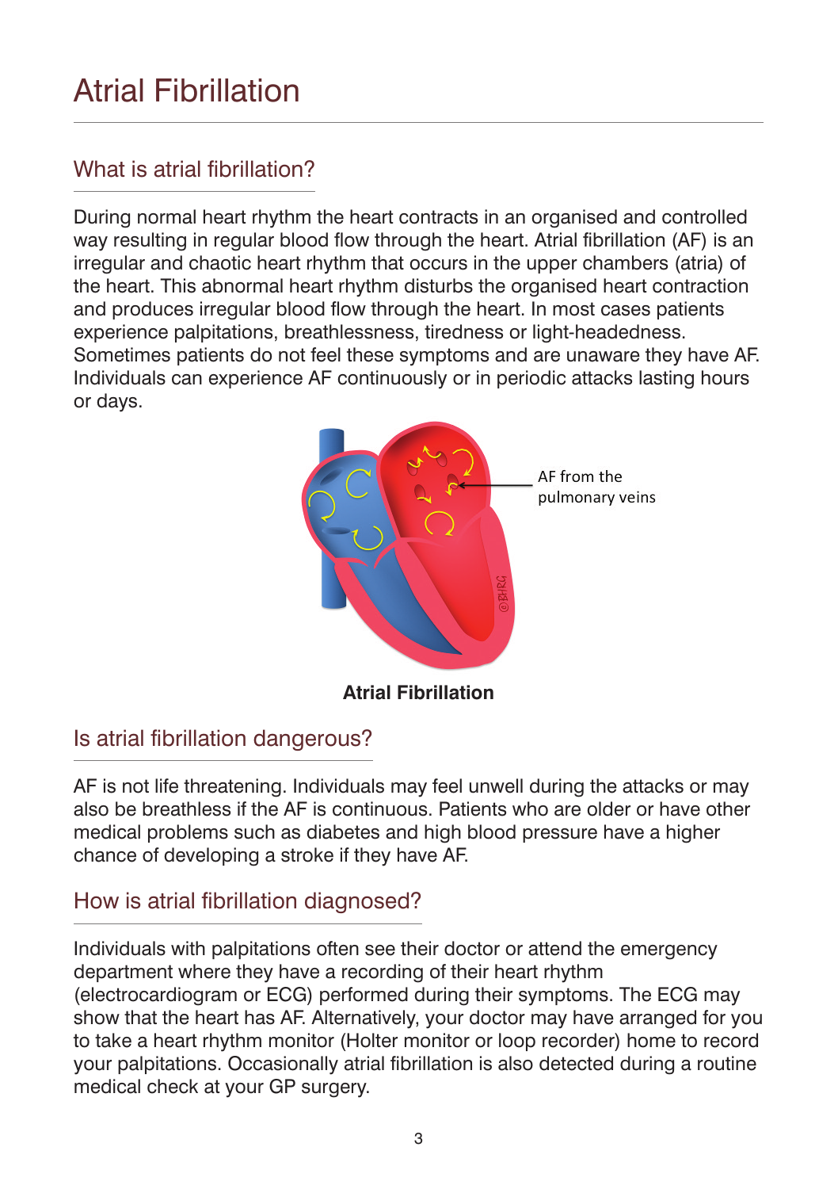# Atrial Fibrillation

## What is atrial fibrillation?

During normal heart rhythm the heart contracts in an organised and controlled way resulting in regular blood flow through the heart. Atrial fibrillation (AF) is an irregular and chaotic heart rhythm that occurs in the upper chambers (atria) of the heart. This abnormal heart rhythm disturbs the organised heart contraction and produces irregular blood flow through the heart. In most cases patients experience palpitations, breathlessness, tiredness or light-headedness. Sometimes patients do not feel these symptoms and are unaware they have AF. Individuals can experience AF continuously or in periodic attacks lasting hours or days.

AF from the pulmonary veins

**Atrial Fibrillation**

## Is atrial fibrillation dangerous?

AF is not life threatening. Individuals may feel unwell during the attacks or may also be breathless if the AF is continuous. Patients who are older or have other medical problems such as diabetes and high blood pressure have a higher chance of developing a stroke if they have AF.

## How is atrial fibrillation diagnosed?

Individuals with palpitations often see their doctor or attend the emergency department where they have a recording of their heart rhythm (electrocardiogram or ECG) performed during their symptoms. The ECG may show that the heart has AF. Alternatively, your doctor may have arranged for you to take a heart rhythm monitor (Holter monitor or loop recorder) home to record your palpitations. Occasionally atrial fibrillation is also detected during a routine medical check at your GP surgery.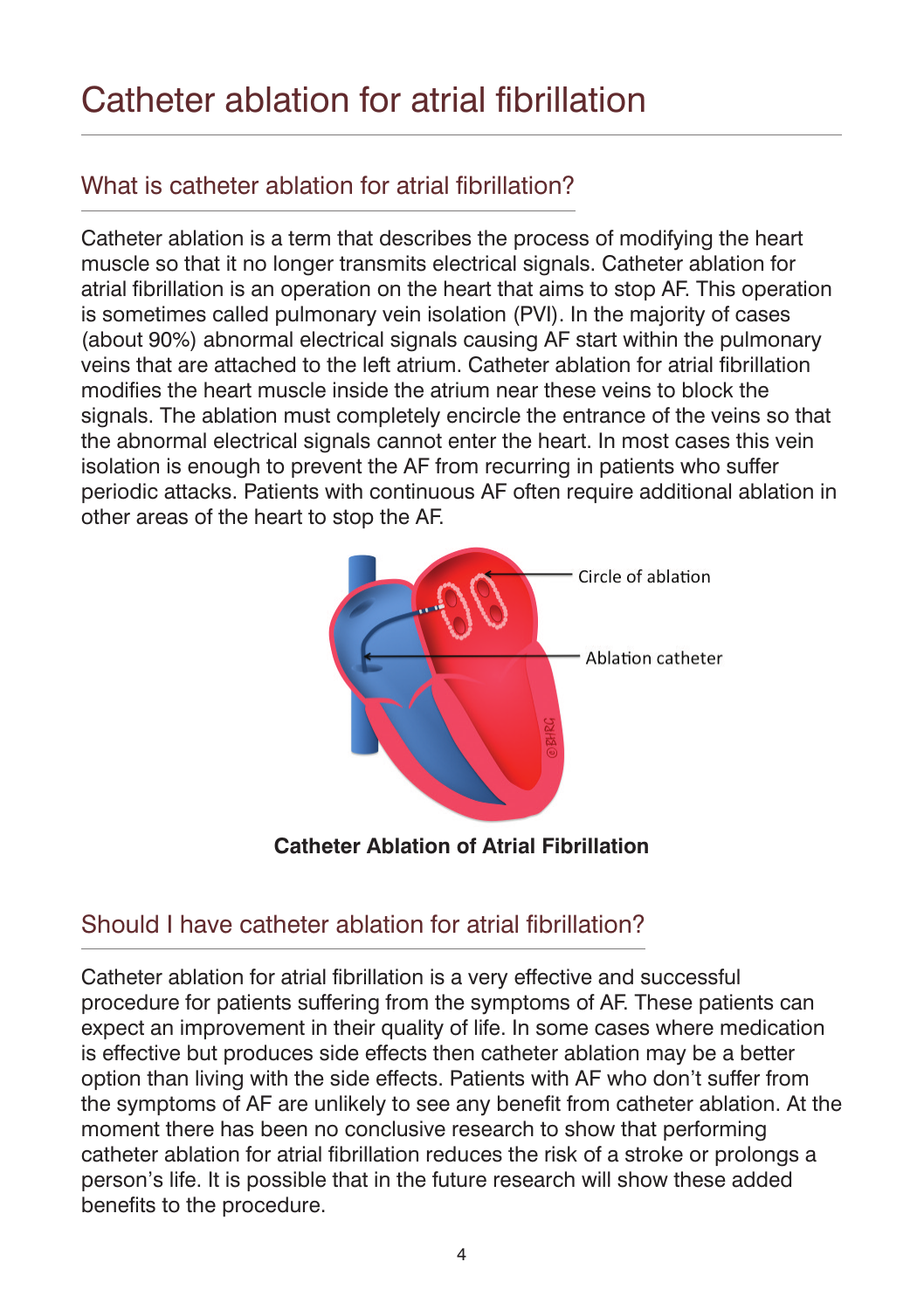# Catheter ablation for atrial fibrillation

## What is catheter ablation for atrial fibrillation?

Catheter ablation is a term that describes the process of modifying the heart muscle so that it no longer transmits electrical signals. Catheter ablation for atrial fibrillation is an operation on the heart that aims to stop AF. This operation is sometimes called pulmonary vein isolation (PVI). In the majority of cases (about 90%) abnormal electrical signals causing AF start within the pulmonary veins that are attached to the left atrium. Catheter ablation for atrial fibrillation modifies the heart muscle inside the atrium near these veins to block the signals. The ablation must completely encircle the entrance of the veins so that the abnormal electrical signals cannot enter the heart. In most cases this vein isolation is enough to prevent the AF from recurring in patients who suffer periodic attacks. Patients with continuous AF often require additional ablation in other areas of the heart to stop the AF.

Circle of ablation

Ablation catheter

**Catheter Ablation of Atrial Fibrillation**

## Should I have catheter ablation for atrial fibrillation?

Catheter ablation for atrial fibrillation is a very effective and successful procedure for patients suffering from the symptoms of AF. These patients can expect an improvement in their quality of life. In some cases where medication is effective but produces side effects then catheter ablation may be a better option than living with the side effects. Patients with AF who don't suffer from the symptoms of AF are unlikely to see any benefit from catheter ablation. At the moment there has been no conclusive research to show that performing catheter ablation for atrial fibrillation reduces the risk of a stroke or prolongs a person's life. It is possible that in the future research will show these added benefits to the procedure.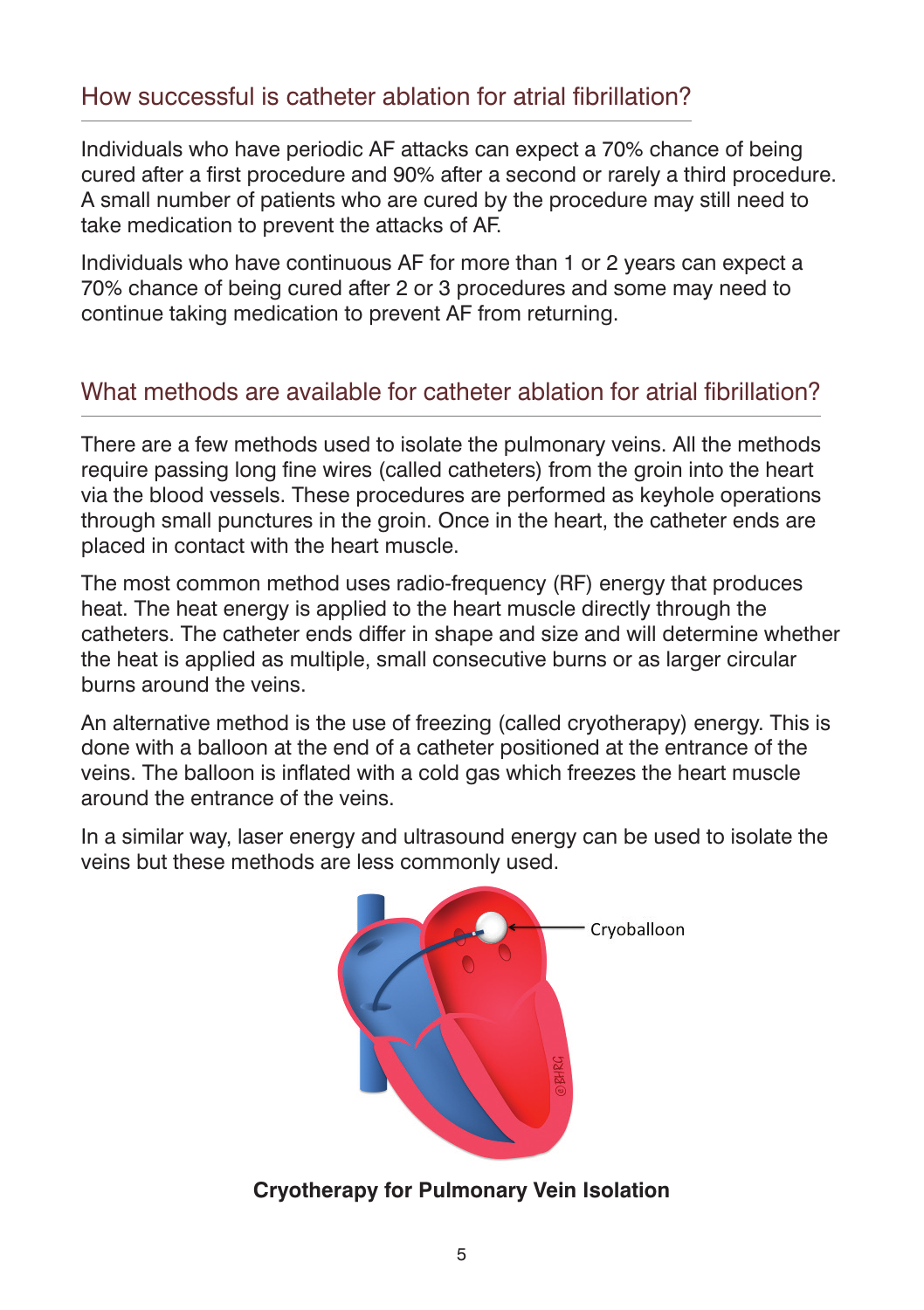## How successful is catheter ablation for atrial fibrillation?

Individuals who have periodic AF attacks can expect a 70% chance of being cured after a first procedure and 90% after a second or rarely a third procedure. A small number of patients who are cured by the procedure may still need to take medication to prevent the attacks of AF.

Individuals who have continuous AF for more than 1 or 2 years can expect a 70% chance of being cured after 2 or 3 procedures and some may need to continue taking medication to prevent AF from returning.

## What methods are available for catheter ablation for atrial fibrillation?

There are a few methods used to isolate the pulmonary veins. All the methods require passing long fine wires (called catheters) from the groin into the heart via the blood vessels. These procedures are performed as keyhole operations through small punctures in the groin. Once in the heart, the catheter ends are placed in contact with the heart muscle.

The most common method uses radio-frequency (RF) energy that produces heat. The heat energy is applied to the heart muscle directly through the catheters. The catheter ends differ in shape and size and will determine whether the heat is applied as multiple, small consecutive burns or as larger circular burns around the veins.

An alternative method is the use of freezing (called cryotherapy) energy. This is done with a balloon at the end of a catheter positioned at the entrance of the veins. The balloon is inflated with a cold gas which freezes the heart muscle around the entrance of the veins.

In a similar way, laser energy and ultrasound energy can be used to isolate the veins but these methods are less commonly used.

**Cryotherapy for Pulmonary Vein Isolation**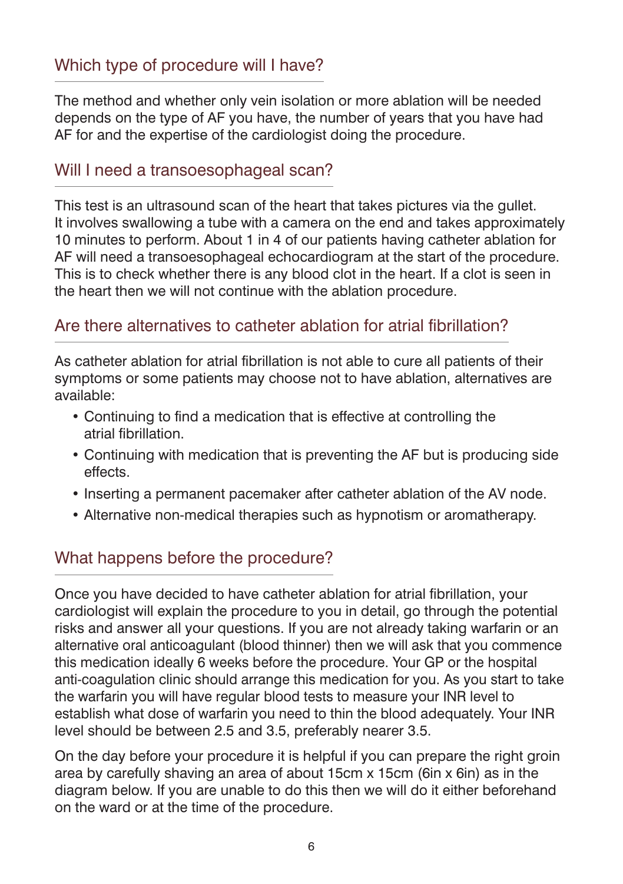## Which type of procedure will I have?

The method and whether only vein isolation or more ablation will be needed depends on the type of AF you have, the number of years that you have had AF for and the expertise of the cardiologist doing the procedure.

## Will I need a transoesophageal scan?

This test is an ultrasound scan of the heart that takes pictures via the gullet. It involves swallowing a tube with a camera on the end and takes approximately 10 minutes to perform. About 1 in 4 of our patients having catheter ablation for AF will need a transoesophageal echocardiogram at the start of the procedure. This is to check whether there is any blood clot in the heart. If a clot is seen in the heart then we will not continue with the ablation procedure.

## Are there alternatives to catheter ablation for atrial fibrillation?

As catheter ablation for atrial fibrillation is not able to cure all patients of their symptoms or some patients may choose not to have ablation, alternatives are available:

- Continuing to find a medication that is effective at controlling the atrial fibrillation.
- Continuing with medication that is preventing the AF but is producing side effects.
- Inserting a permanent pacemaker after catheter ablation of the AV node.
- Alternative non-medical therapies such as hypnotism or aromatherapy.

## What happens before the procedure?

Once you have decided to have catheter ablation for atrial fibrillation, your cardiologist will explain the procedure to you in detail, go through the potential risks and answer all your questions. If you are not already taking warfarin or an alternative oral anticoagulant (blood thinner) then we will ask that you commence this medication ideally 6 weeks before the procedure. Your GP or the hospital anti-coagulation clinic should arrange this medication for you. As you start to take the warfarin you will have regular blood tests to measure your INR level to establish what dose of warfarin you need to thin the blood adequately. Your INR level should be between 2.5 and 3.5, preferably nearer 3.5.

On the day before your procedure it is helpful if you can prepare the right groin area by carefully shaving an area of about 15cm x 15cm (6in x 6in) as in the diagram below. If you are unable to do this then we will do it either beforehand on the ward or at the time of the procedure.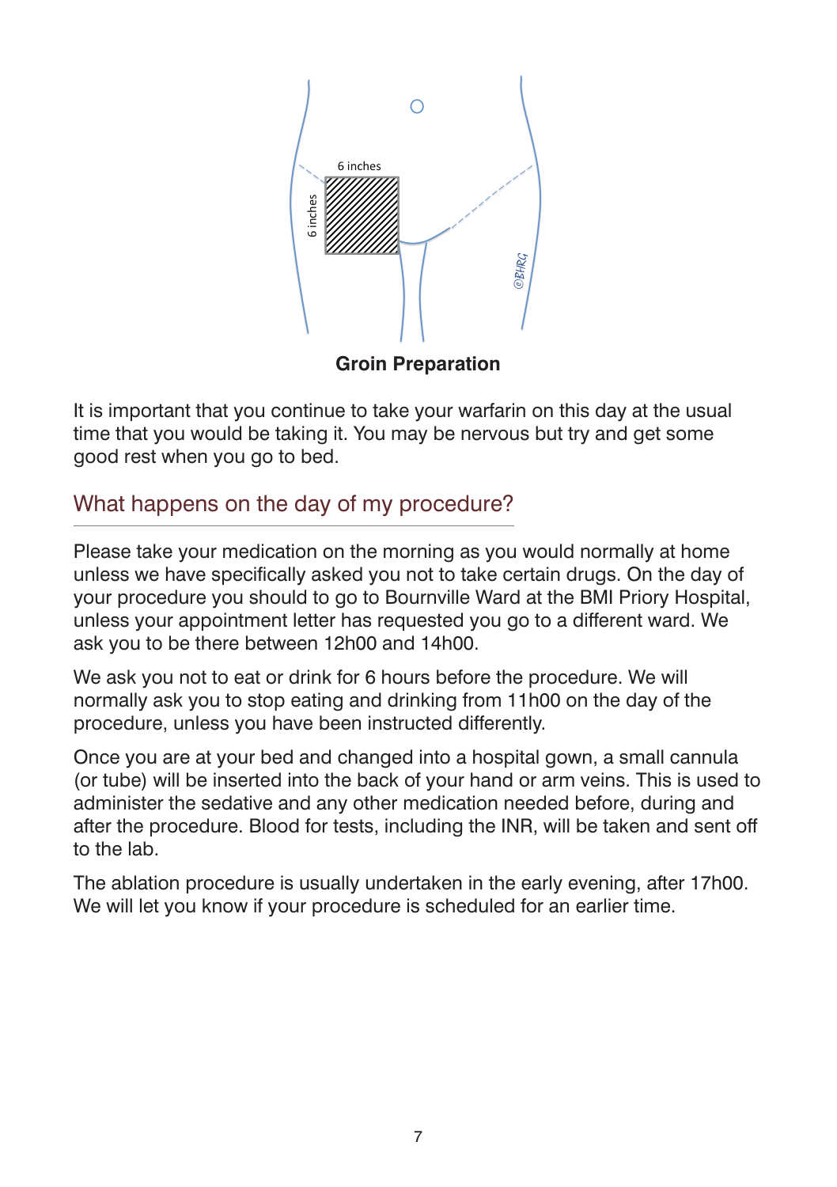**Groin Preparation**

It is important that you continue to take your warfarin on this day at the usual time that you would be taking it. You may be nervous but try and get some good rest when you go to bed.

## What happens on the day of my procedure?

Please take your medication on the morning as you would normally at home unless we have specifically asked you not to take certain drugs. On the day of your procedure you should to go to Bournville Ward at the BMI Priory Hospital, unless your appointment letter has requested you go to a different ward. We ask you to be there between 12h00 and 14h00.

We ask you not to eat or drink for 6 hours before the procedure. We will normally ask you to stop eating and drinking from 11h00 on the day of the procedure, unless you have been instructed differently.

Once you are at your bed and changed into a hospital gown, a small cannula (or tube) will be inserted into the back of your hand or arm veins. This is used to administer the sedative and any other medication needed before, during and after the procedure. Blood for tests, including the INR, will be taken and sent off to the lab.

The ablation procedure is usually undertaken in the early evening, after 17h00. We will let you know if your procedure is scheduled for an earlier time.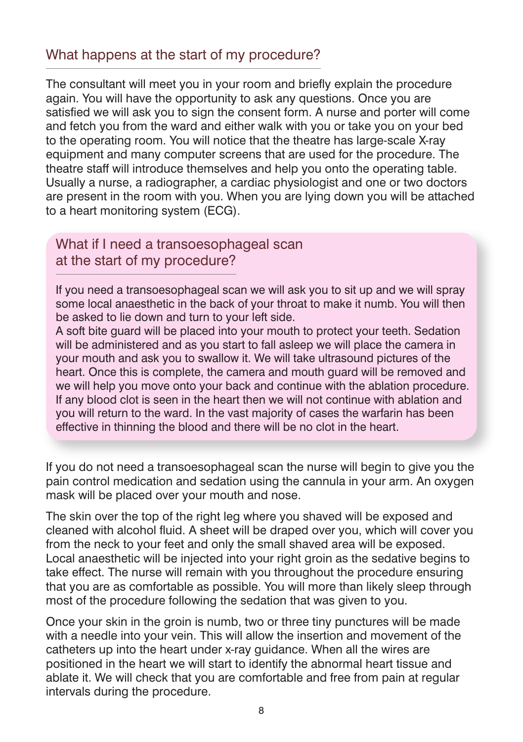## What happens at the start of my procedure?

The consultant will meet you in your room and briefly explain the procedure again. You will have the opportunity to ask any questions. Once you are satisfied we will ask you to sign the consent form. A nurse and porter will come and fetch you from the ward and either walk with you or take you on your bed to the operating room. You will notice that the theatre has large-scale X-ray equipment and many computer screens that are used for the procedure. The theatre staff will introduce themselves and help you onto the operating table. Usually a nurse, a radiographer, a cardiac physiologist and one or two doctors are present in the room with you. When you are lying down you will be attached to a heart monitoring system (ECG).

### What if I need a transoesophageal scan at the start of my procedure?

If you need a transoesophageal scan we will ask you to sit up and we will spray some local anaesthetic in the back of your throat to make it numb. You will then be asked to lie down and turn to your left side.
A soft bite guard will be placed into your mouth to protect your teeth. Sedation will be administered and as you start to fall asleep we will place the camera in your mouth and ask you to swallow it. We will take ultrasound pictures of the heart. Once this is complete, the camera and mouth guard will be removed and we will help you move onto your back and continue with the ablation procedure. If any blood clot is seen in the heart then we will not continue with ablation and you will return to the ward. In the vast majority of cases the warfarin has been effective in thinning the blood and there will be no clot in the heart.

If you do not need a transoesophageal scan the nurse will begin to give you the pain control medication and sedation using the cannula in your arm. An oxygen mask will be placed over your mouth and nose.

The skin over the top of the right leg where you shaved will be exposed and cleaned with alcohol fluid. A sheet will be draped over you, which will cover you from the neck to your feet and only the small shaved area will be exposed. Local anaesthetic will be injected into your right groin as the sedative begins to take effect. The nurse will remain with you throughout the procedure ensuring that you are as comfortable as possible. You will more than likely sleep through most of the procedure following the sedation that was given to you.

Once your skin in the groin is numb, two or three tiny punctures will be made with a needle into your vein. This will allow the insertion and movement of the catheters up into the heart under x-ray guidance. When all the wires are positioned in the heart we will start to identify the abnormal heart tissue and ablate it. We will check that you are comfortable and free from pain at regular intervals during the procedure.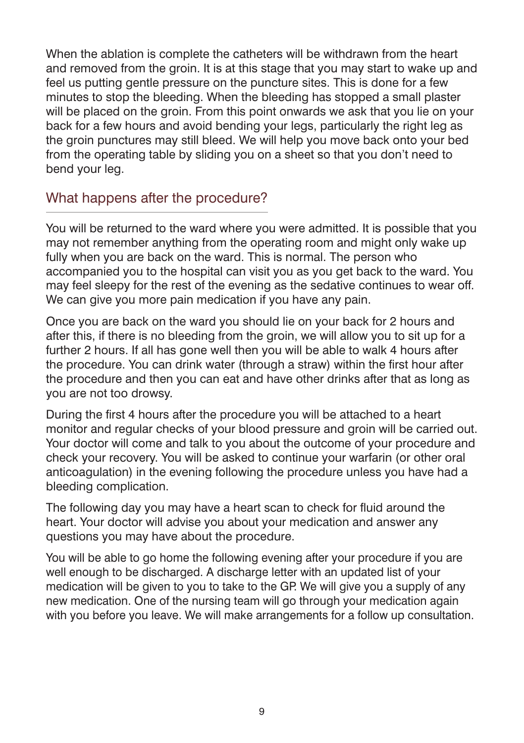When the ablation is complete the catheters will be withdrawn from the heart and removed from the groin. It is at this stage that you may start to wake up and feel us putting gentle pressure on the puncture sites. This is done for a few minutes to stop the bleeding. When the bleeding has stopped a small plaster will be placed on the groin. From this point onwards we ask that you lie on your back for a few hours and avoid bending your legs, particularly the right leg as the groin punctures may still bleed. We will help you move back onto your bed from the operating table by sliding you on a sheet so that you don't need to bend your leg.

## What happens after the procedure?

You will be returned to the ward where you were admitted. It is possible that you may not remember anything from the operating room and might only wake up fully when you are back on the ward. This is normal. The person who accompanied you to the hospital can visit you as you get back to the ward. You may feel sleepy for the rest of the evening as the sedative continues to wear off. We can give you more pain medication if you have any pain.

Once you are back on the ward you should lie on your back for 2 hours and after this, if there is no bleeding from the groin, we will allow you to sit up for a further 2 hours. If all has gone well then you will be able to walk 4 hours after the procedure. You can drink water (through a straw) within the first hour after the procedure and then you can eat and have other drinks after that as long as you are not too drowsy.

During the first 4 hours after the procedure you will be attached to a heart monitor and regular checks of your blood pressure and groin will be carried out. Your doctor will come and talk to you about the outcome of your procedure and check your recovery. You will be asked to continue your warfarin (or other oral anticoagulation) in the evening following the procedure unless you have had a bleeding complication.

The following day you may have a heart scan to check for fluid around the heart. Your doctor will advise you about your medication and answer any questions you may have about the procedure.

You will be able to go home the following evening after your procedure if you are well enough to be discharged. A discharge letter with an updated list of your medication will be given to you to take to the GP. We will give you a supply of any new medication. One of the nursing team will go through your medication again with you before you leave. We will make arrangements for a follow up consultation.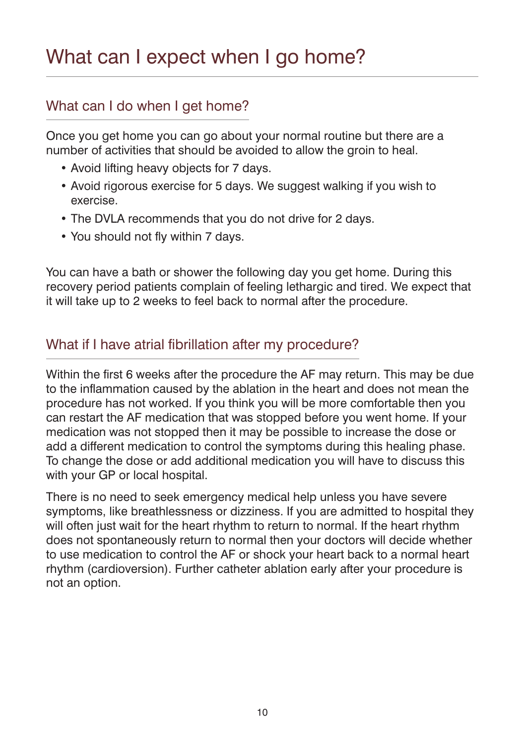# What can I expect when I go home?

## What can I do when I get home?

Once you get home you can go about your normal routine but there are a number of activities that should be avoided to allow the groin to heal.

- Avoid lifting heavy objects for 7 days.
- Avoid rigorous exercise for 5 days. We suggest walking if you wish to exercise.
- The DVLA recommends that you do not drive for 2 days.
- You should not fly within 7 days.

You can have a bath or shower the following day you get home. During this recovery period patients complain of feeling lethargic and tired. We expect that it will take up to 2 weeks to feel back to normal after the procedure.

## What if I have atrial fibrillation after my procedure?

Within the first 6 weeks after the procedure the AF may return. This may be due to the inflammation caused by the ablation in the heart and does not mean the procedure has not worked. If you think you will be more comfortable then you can restart the AF medication that was stopped before you went home. If your medication was not stopped then it may be possible to increase the dose or add a different medication to control the symptoms during this healing phase. To change the dose or add additional medication you will have to discuss this with your GP or local hospital.

There is no need to seek emergency medical help unless you have severe symptoms, like breathlessness or dizziness. If you are admitted to hospital they will often just wait for the heart rhythm to return to normal. If the heart rhythm does not spontaneously return to normal then your doctors will decide whether to use medication to control the AF or shock your heart back to a normal heart rhythm (cardioversion). Further catheter ablation early after your procedure is not an option.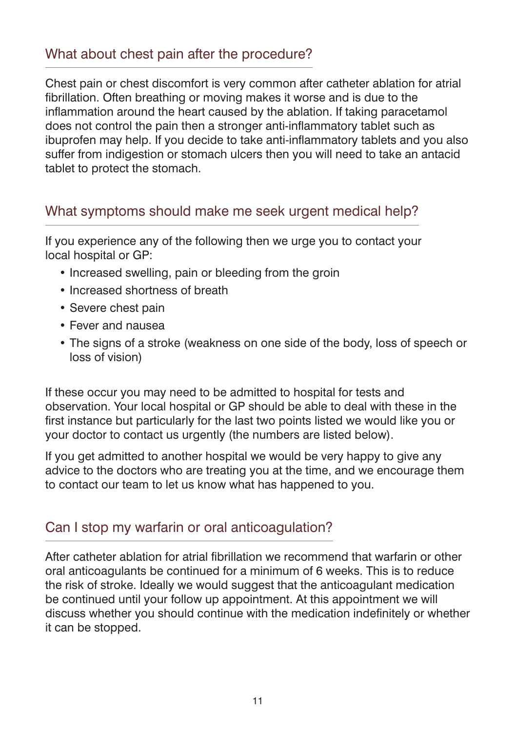## What about chest pain after the procedure?

Chest pain or chest discomfort is very common after catheter ablation for atrial fibrillation. Often breathing or moving makes it worse and is due to the inflammation around the heart caused by the ablation. If taking paracetamol does not control the pain then a stronger anti-inflammatory tablet such as ibuprofen may help. If you decide to take anti-inflammatory tablets and you also suffer from indigestion or stomach ulcers then you will need to take an antacid tablet to protect the stomach.

## What symptoms should make me seek urgent medical help?

If you experience any of the following then we urge you to contact your local hospital or GP:

- Increased swelling, pain or bleeding from the groin
- Increased shortness of breath
- Severe chest pain
- Fever and nausea
- The signs of a stroke (weakness on one side of the body, loss of speech or loss of vision)

If these occur you may need to be admitted to hospital for tests and observation. Your local hospital or GP should be able to deal with these in the first instance but particularly for the last two points listed we would like you or your doctor to contact us urgently (the numbers are listed below).

If you get admitted to another hospital we would be very happy to give any advice to the doctors who are treating you at the time, and we encourage them to contact our team to let us know what has happened to you.

## Can I stop my warfarin or oral anticoagulation?

After catheter ablation for atrial fibrillation we recommend that warfarin or other oral anticoagulants be continued for a minimum of 6 weeks. This is to reduce the risk of stroke. Ideally we would suggest that the anticoagulant medication be continued until your follow up appointment. At this appointment we will discuss whether you should continue with the medication indefinitely or whether it can be stopped.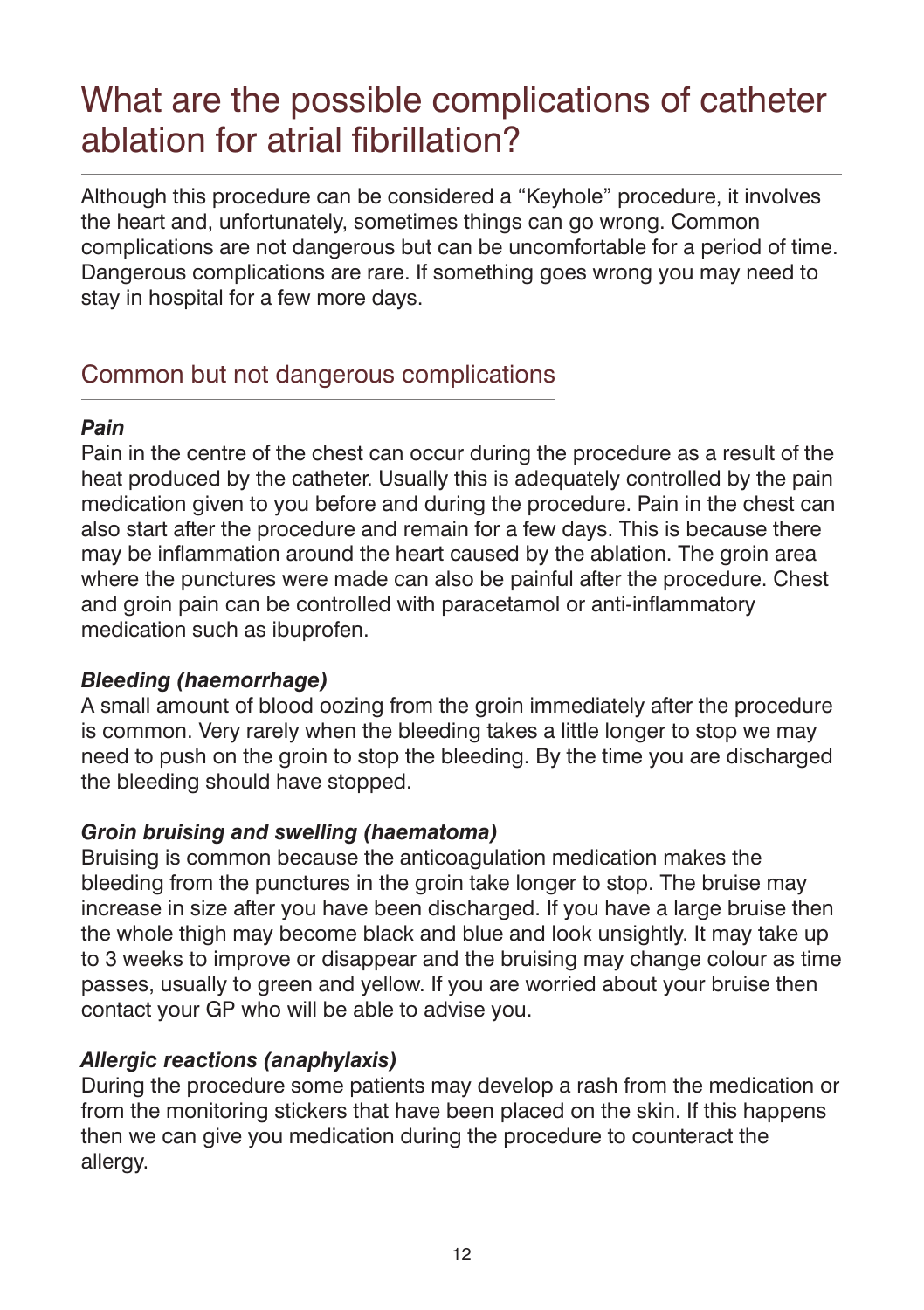# What are the possible complications of catheter ablation for atrial fibrillation?

Although this procedure can be considered a "Keyhole" procedure, it involves the heart and, unfortunately, sometimes things can go wrong. Common complications are not dangerous but can be uncomfortable for a period of time. Dangerous complications are rare. If something goes wrong you may need to stay in hospital for a few more days.

## Common but not dangerous complications

***Pain***

Pain in the centre of the chest can occur during the procedure as a result of the heat produced by the catheter. Usually this is adequately controlled by the pain medication given to you before and during the procedure. Pain in the chest can also start after the procedure and remain for a few days. This is because there may be inflammation around the heart caused by the ablation. The groin area where the punctures were made can also be painful after the procedure. Chest and groin pain can be controlled with paracetamol or anti-inflammatory medication such as ibuprofen.

***Bleeding (haemorrhage)***

A small amount of blood oozing from the groin immediately after the procedure is common. Very rarely when the bleeding takes a little longer to stop we may need to push on the groin to stop the bleeding. By the time you are discharged the bleeding should have stopped.

***Groin bruising and swelling (haematoma)***

Bruising is common because the anticoagulation medication makes the bleeding from the punctures in the groin take longer to stop. The bruise may increase in size after you have been discharged. If you have a large bruise then the whole thigh may become black and blue and look unsightly. It may take up to 3 weeks to improve or disappear and the bruising may change colour as time passes, usually to green and yellow. If you are worried about your bruise then contact your GP who will be able to advise you.

***Allergic reactions (anaphylaxis)***

During the procedure some patients may develop a rash from the medication or from the monitoring stickers that have been placed on the skin. If this happens then we can give you medication during the procedure to counteract the allergy.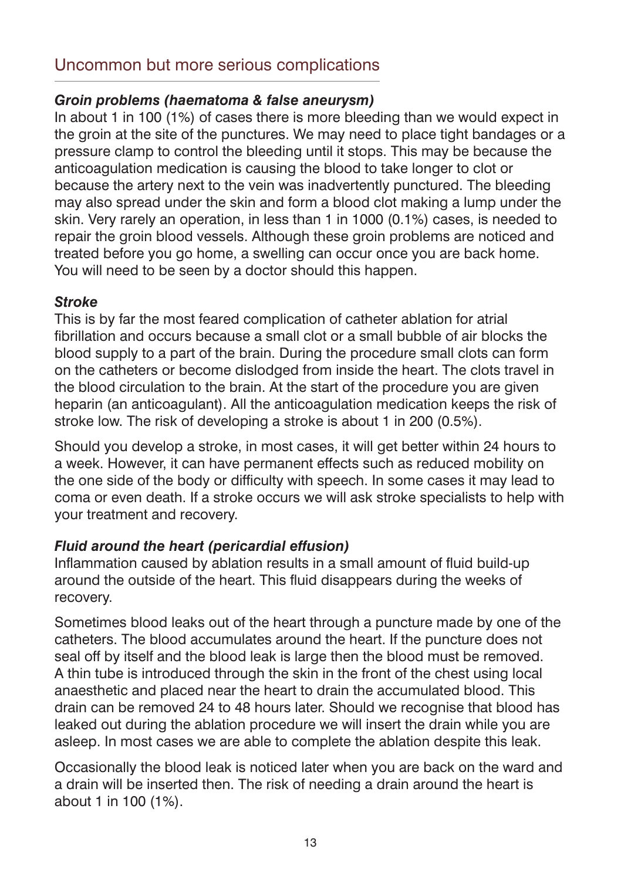## Uncommon but more serious complications

### *Groin problems (haematoma & false aneurysm)*

In about 1 in 100 (1%) of cases there is more bleeding than we would expect in the groin at the site of the punctures. We may need to place tight bandages or a pressure clamp to control the bleeding until it stops. This may be because the anticoagulation medication is causing the blood to take longer to clot or because the artery next to the vein was inadvertently punctured. The bleeding may also spread under the skin and form a blood clot making a lump under the skin. Very rarely an operation, in less than 1 in 1000 (0.1%) cases, is needed to repair the groin blood vessels. Although these groin problems are noticed and treated before you go home, a swelling can occur once you are back home. You will need to be seen by a doctor should this happen.

### *Stroke*

This is by far the most feared complication of catheter ablation for atrial fibrillation and occurs because a small clot or a small bubble of air blocks the blood supply to a part of the brain. During the procedure small clots can form on the catheters or become dislodged from inside the heart. The clots travel in the blood circulation to the brain. At the start of the procedure you are given heparin (an anticoagulant). All the anticoagulation medication keeps the risk of stroke low. The risk of developing a stroke is about 1 in 200 (0.5%).

Should you develop a stroke, in most cases, it will get better within 24 hours to a week. However, it can have permanent effects such as reduced mobility on the one side of the body or difficulty with speech. In some cases it may lead to coma or even death. If a stroke occurs we will ask stroke specialists to help with your treatment and recovery.

### *Fluid around the heart (pericardial effusion)*

Inflammation caused by ablation results in a small amount of fluid build-up around the outside of the heart. This fluid disappears during the weeks of recovery.

Sometimes blood leaks out of the heart through a puncture made by one of the catheters. The blood accumulates around the heart. If the puncture does not seal off by itself and the blood leak is large then the blood must be removed. A thin tube is introduced through the skin in the front of the chest using local anaesthetic and placed near the heart to drain the accumulated blood. This drain can be removed 24 to 48 hours later. Should we recognise that blood has leaked out during the ablation procedure we will insert the drain while you are asleep. In most cases we are able to complete the ablation despite this leak.

Occasionally the blood leak is noticed later when you are back on the ward and a drain will be inserted then. The risk of needing a drain around the heart is about 1 in 100 (1%).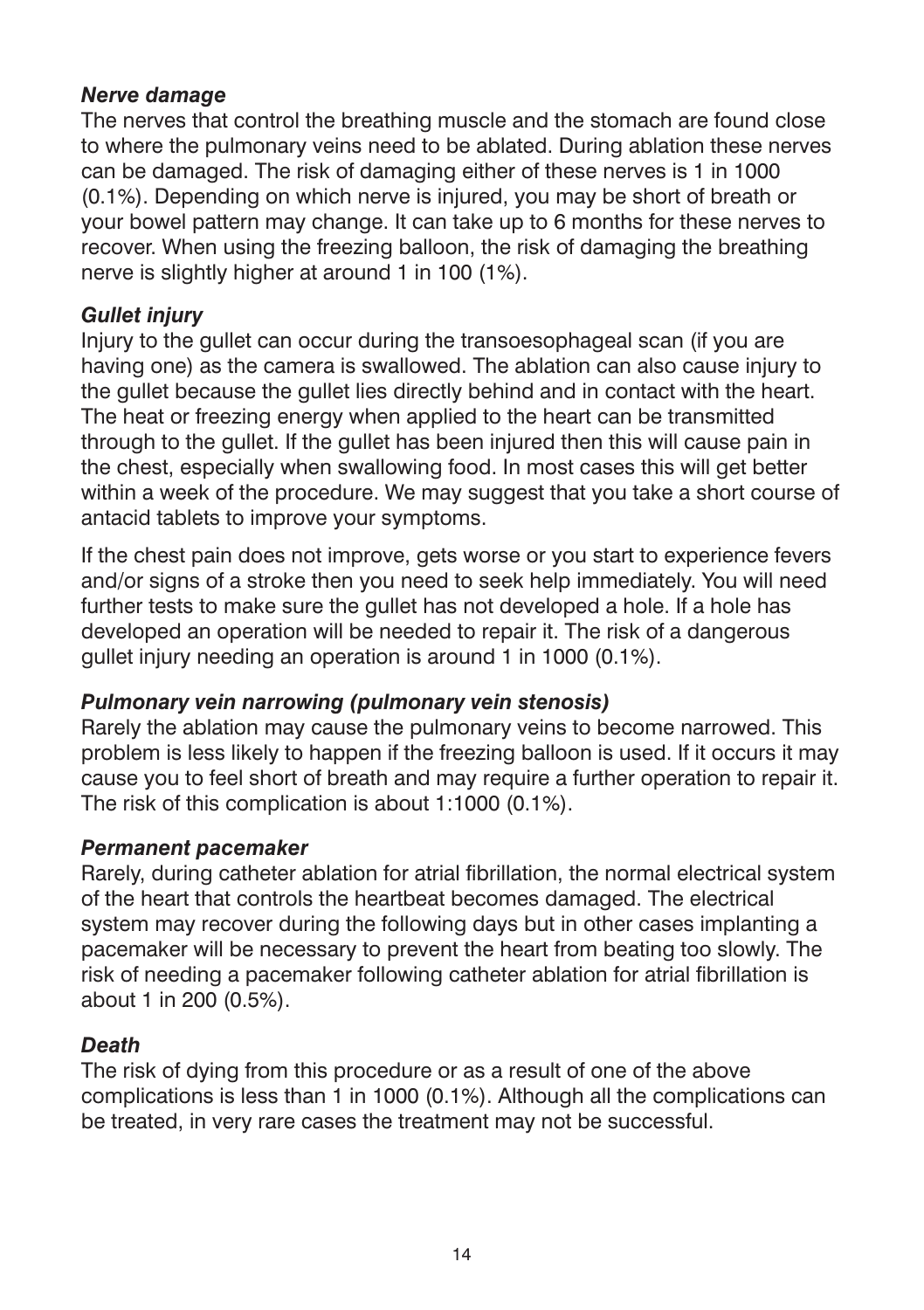***Nerve damage***

The nerves that control the breathing muscle and the stomach are found close to where the pulmonary veins need to be ablated. During ablation these nerves can be damaged. The risk of damaging either of these nerves is 1 in 1000 (0.1%). Depending on which nerve is injured, you may be short of breath or your bowel pattern may change. It can take up to 6 months for these nerves to recover. When using the freezing balloon, the risk of damaging the breathing nerve is slightly higher at around 1 in 100 (1%).

***Gullet injury***

Injury to the gullet can occur during the transoesophageal scan (if you are having one) as the camera is swallowed. The ablation can also cause injury to the gullet because the gullet lies directly behind and in contact with the heart. The heat or freezing energy when applied to the heart can be transmitted through to the gullet. If the gullet has been injured then this will cause pain in the chest, especially when swallowing food. In most cases this will get better within a week of the procedure. We may suggest that you take a short course of antacid tablets to improve your symptoms.

If the chest pain does not improve, gets worse or you start to experience fevers and/or signs of a stroke then you need to seek help immediately. You will need further tests to make sure the gullet has not developed a hole. If a hole has developed an operation will be needed to repair it. The risk of a dangerous gullet injury needing an operation is around 1 in 1000 (0.1%).

***Pulmonary vein narrowing (pulmonary vein stenosis)***

Rarely the ablation may cause the pulmonary veins to become narrowed. This problem is less likely to happen if the freezing balloon is used. If it occurs it may cause you to feel short of breath and may require a further operation to repair it. The risk of this complication is about 1:1000 (0.1%).

***Permanent pacemaker***

Rarely, during catheter ablation for atrial fibrillation, the normal electrical system of the heart that controls the heartbeat becomes damaged. The electrical system may recover during the following days but in other cases implanting a pacemaker will be necessary to prevent the heart from beating too slowly. The risk of needing a pacemaker following catheter ablation for atrial fibrillation is about 1 in 200 (0.5%).

***Death***

The risk of dying from this procedure or as a result of one of the above complications is less than 1 in 1000 (0.1%). Although all the complications can be treated, in very rare cases the treatment may not be successful.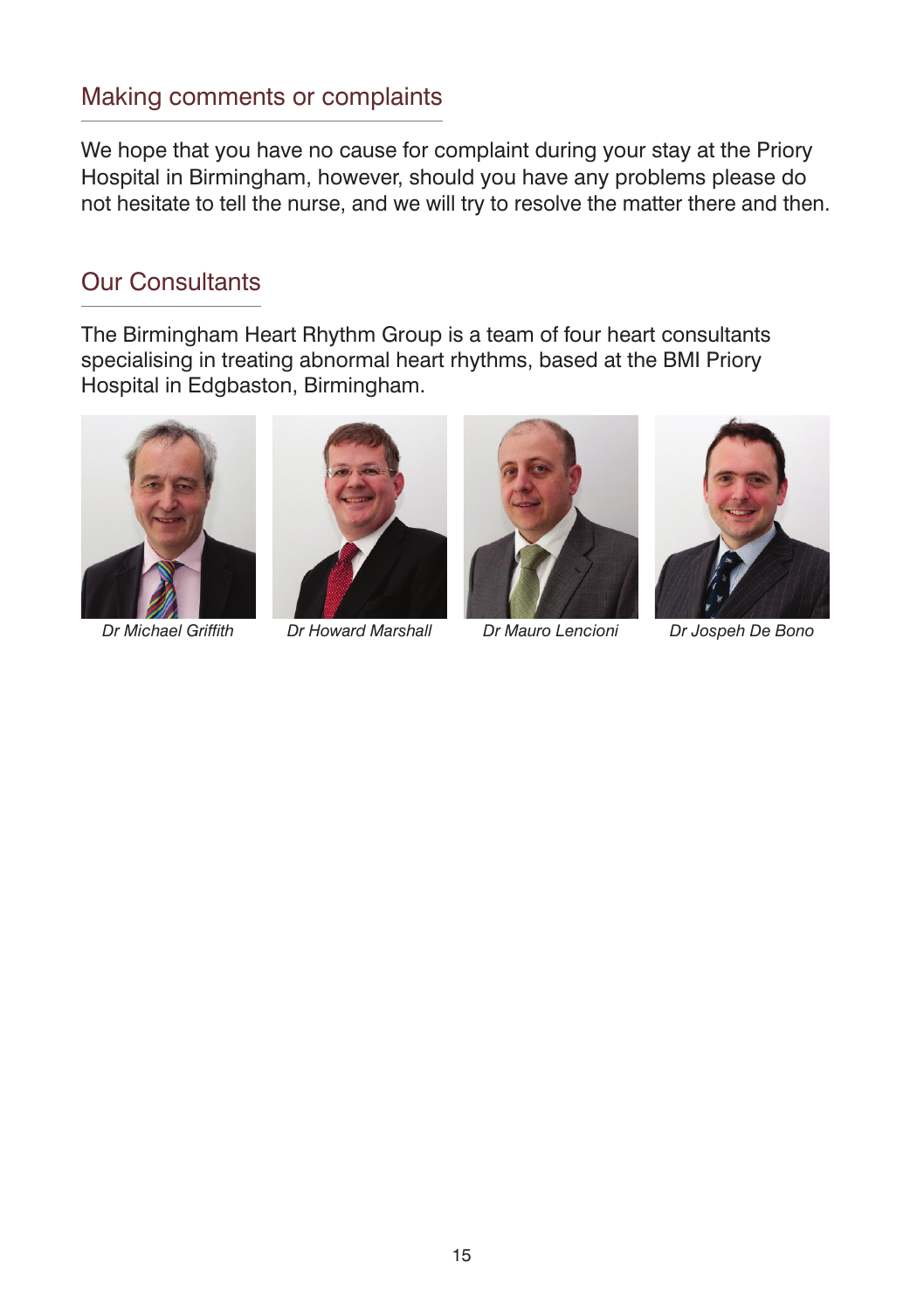## Making comments or complaints

We hope that you have no cause for complaint during your stay at the Priory Hospital in Birmingham, however, should you have any problems please do not hesitate to tell the nurse, and we will try to resolve the matter there and then.

## Our Consultants

The Birmingham Heart Rhythm Group is a team of four heart consultants specialising in treating abnormal heart rhythms, based at the BMI Priory Hospital in Edgbaston, Birmingham.

*Dr Michael Griffith*

*Dr Howard Marshall*

*Dr Mauro Lencioni*

*Dr Jospeh De Bono*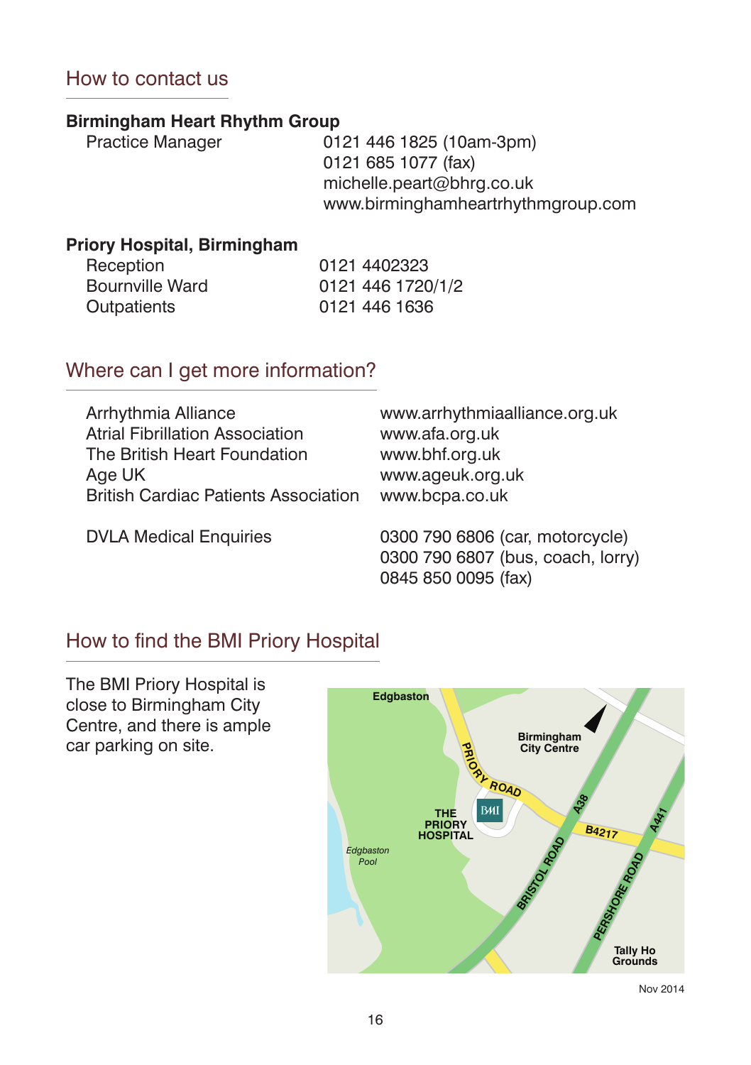## How to contact us

**Birmingham Heart Rhythm Group**

| | |
|---|---|
| Practice Manager | 0121 446 1825 (10am-3pm) |
| | 0121 685 1077 (fax) |
| | michelle.peart@bhrg.co.uk |
| | www.birminghamheartrhythmgroup.com |

**Priory Hospital, Birmingham**

| | |
|---|---|
| Reception | 0121 4402323 |
| Bournville Ward | 0121 446 1720/1/2 |
| Outpatients | 0121 446 1636 |

## Where can I get more information?

| | |
|---|---|
| Arrhythmia Alliance | www.arrhythmiaalliance.org.uk |
| Atrial Fibrillation Association | www.afa.org.uk |
| The British Heart Foundation | www.bhf.org.uk |
| Age UK | www.ageuk.org.uk |
| British Cardiac Patients Association | www.bcpa.co.uk |
| DVLA Medical Enquiries | 0300 790 6806 (car, motorcycle) |
| | 0300 790 6807 (bus, coach, lorry) |
| | 0845 850 0095 (fax) |

## How to find the BMI Priory Hospital

The BMI Priory Hospital is close to Birmingham City Centre, and there is ample car parking on site.

Edgbaston
Birmingham City Centre
PRIORY ROAD
BMI
THE PRIORY HOSPITAL
A38
B4217
A441
Edgbaston Pool
BRISTOL ROAD
PERSHORE ROAD
Tally Ho Grounds

Nov 2014